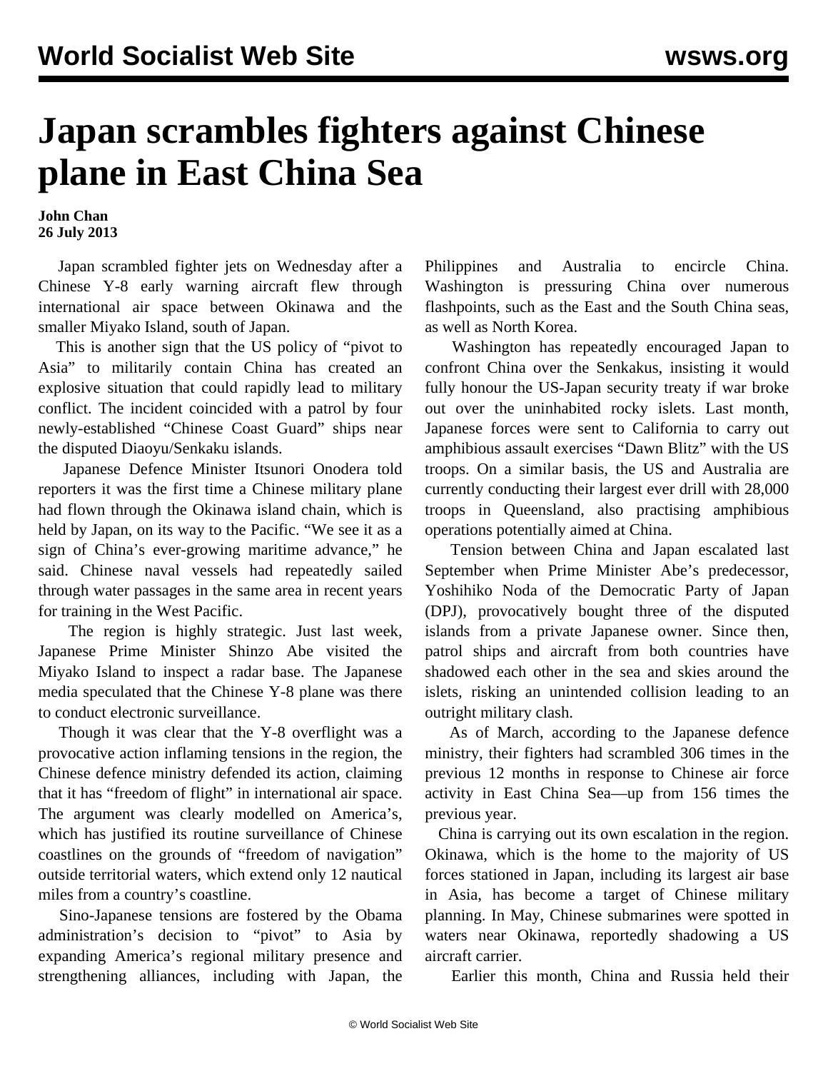# Japan scrambles fighters against Chinese plane in East China Sea

**John Chan**
**26 July 2013**

Japan scrambled fighter jets on Wednesday after a Chinese Y-8 early warning aircraft flew through international air space between Okinawa and the smaller Miyako Island, south of Japan.

This is another sign that the US policy of "pivot to Asia" to militarily contain China has created an explosive situation that could rapidly lead to military conflict. The incident coincided with a patrol by four newly-established "Chinese Coast Guard" ships near the disputed Diaoyu/Senkaku islands.

Japanese Defence Minister Itsunori Onodera told reporters it was the first time a Chinese military plane had flown through the Okinawa island chain, which is held by Japan, on its way to the Pacific. "We see it as a sign of China's ever-growing maritime advance," he said. Chinese naval vessels had repeatedly sailed through water passages in the same area in recent years for training in the West Pacific.

The region is highly strategic. Just last week, Japanese Prime Minister Shinzo Abe visited the Miyako Island to inspect a radar base. The Japanese media speculated that the Chinese Y-8 plane was there to conduct electronic surveillance.

Though it was clear that the Y-8 overflight was a provocative action inflaming tensions in the region, the Chinese defence ministry defended its action, claiming that it has "freedom of flight" in international air space. The argument was clearly modelled on America's, which has justified its routine surveillance of Chinese coastlines on the grounds of "freedom of navigation" outside territorial waters, which extend only 12 nautical miles from a country's coastline.

Sino-Japanese tensions are fostered by the Obama administration's decision to "pivot" to Asia by expanding America's regional military presence and strengthening alliances, including with Japan, the Philippines and Australia to encircle China. Washington is pressuring China over numerous flashpoints, such as the East and the South China seas, as well as North Korea.

Washington has repeatedly encouraged Japan to confront China over the Senkakus, insisting it would fully honour the US-Japan security treaty if war broke out over the uninhabited rocky islets. Last month, Japanese forces were sent to California to carry out amphibious assault exercises "Dawn Blitz" with the US troops. On a similar basis, the US and Australia are currently conducting their largest ever drill with 28,000 troops in Queensland, also practising amphibious operations potentially aimed at China.

Tension between China and Japan escalated last September when Prime Minister Abe's predecessor, Yoshihiko Noda of the Democratic Party of Japan (DPJ), provocatively bought three of the disputed islands from a private Japanese owner. Since then, patrol ships and aircraft from both countries have shadowed each other in the sea and skies around the islets, risking an unintended collision leading to an outright military clash.

As of March, according to the Japanese defence ministry, their fighters had scrambled 306 times in the previous 12 months in response to Chinese air force activity in East China Sea—up from 156 times the previous year.

China is carrying out its own escalation in the region. Okinawa, which is the home to the majority of US forces stationed in Japan, including its largest air base in Asia, has become a target of Chinese military planning. In May, Chinese submarines were spotted in waters near Okinawa, reportedly shadowing a US aircraft carrier.

Earlier this month, China and Russia held their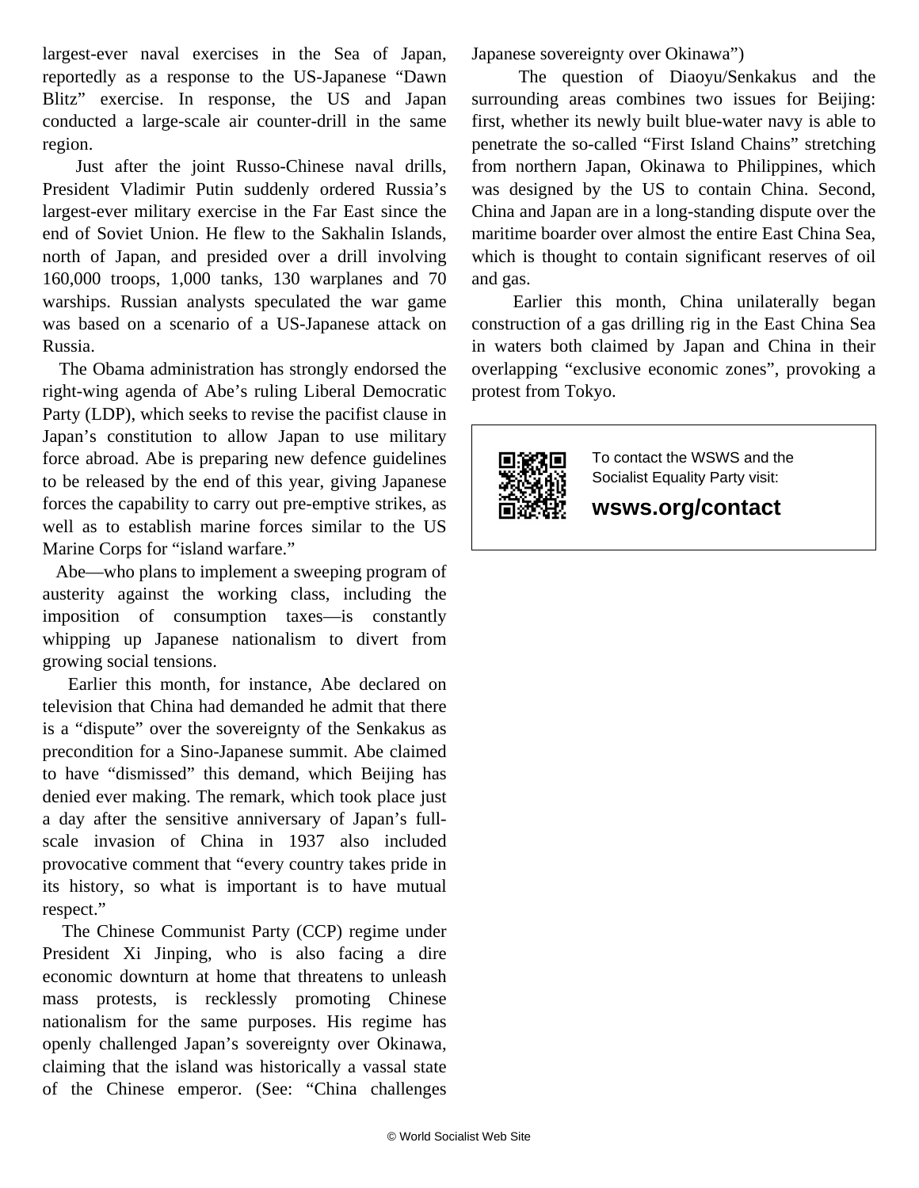largest-ever naval exercises in the Sea of Japan, reportedly as a response to the US-Japanese "Dawn Blitz" exercise. In response, the US and Japan conducted a large-scale air counter-drill in the same region.

Just after the joint Russo-Chinese naval drills, President Vladimir Putin suddenly ordered Russia's largest-ever military exercise in the Far East since the end of Soviet Union. He flew to the Sakhalin Islands, north of Japan, and presided over a drill involving 160,000 troops, 1,000 tanks, 130 warplanes and 70 warships. Russian analysts speculated the war game was based on a scenario of a US-Japanese attack on Russia.

The Obama administration has strongly endorsed the right-wing agenda of Abe's ruling Liberal Democratic Party (LDP), which seeks to revise the pacifist clause in Japan's constitution to allow Japan to use military force abroad. Abe is preparing new defence guidelines to be released by the end of this year, giving Japanese forces the capability to carry out pre-emptive strikes, as well as to establish marine forces similar to the US Marine Corps for "island warfare."

Abe—who plans to implement a sweeping program of austerity against the working class, including the imposition of consumption taxes—is constantly whipping up Japanese nationalism to divert from growing social tensions.

Earlier this month, for instance, Abe declared on television that China had demanded he admit that there is a "dispute" over the sovereignty of the Senkakus as precondition for a Sino-Japanese summit. Abe claimed to have "dismissed" this demand, which Beijing has denied ever making. The remark, which took place just a day after the sensitive anniversary of Japan's full-scale invasion of China in 1937 also included provocative comment that "every country takes pride in its history, so what is important is to have mutual respect."

The Chinese Communist Party (CCP) regime under President Xi Jinping, who is also facing a dire economic downturn at home that threatens to unleash mass protests, is recklessly promoting Chinese nationalism for the same purposes. His regime has openly challenged Japan's sovereignty over Okinawa, claiming that the island was historically a vassal state of the Chinese emperor. (See: "China challenges Japanese sovereignty over Okinawa")

The question of Diaoyu/Senkakus and the surrounding areas combines two issues for Beijing: first, whether its newly built blue-water navy is able to penetrate the so-called "First Island Chains" stretching from northern Japan, Okinawa to Philippines, which was designed by the US to contain China. Second, China and Japan are in a long-standing dispute over the maritime boarder over almost the entire East China Sea, which is thought to contain significant reserves of oil and gas.

Earlier this month, China unilaterally began construction of a gas drilling rig in the East China Sea in waters both claimed by Japan and China in their overlapping "exclusive economic zones", provoking a protest from Tokyo.

To contact the WSWS and the Socialist Equality Party visit:

**wsws.org/contact**